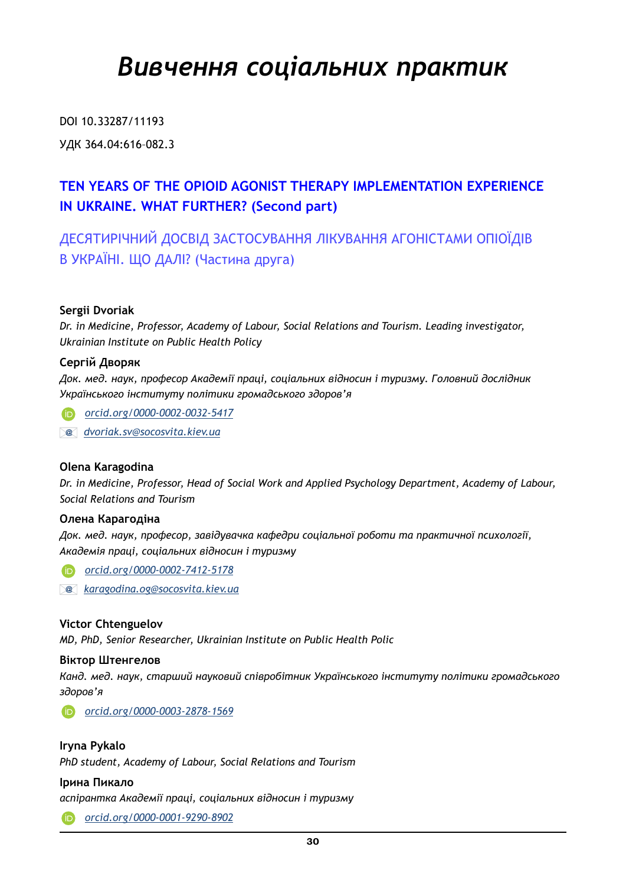# *Вивчення соціальних практик*

DOI 10.33287/11193

УДК 364.04:616-082.3

## TEN YEARS OF THE OPIOID AGONIST THERAPY IMPLEMENTATION EXPERIENCE IN UKRAINE. WHAT FURTHER? (Second part)

## ДЕСЯТИРІЧНИЙ ДОСВІД ЗАСТОСУВАННЯ ЛІКУВАННЯ АГОНІСТАМИ ОПІОЇДІВ В УКРАЇНІ. ЩО ДАЛІ? (Частина друга)

**Sergii Dvoriak**

*Dr. in Medicine, Professor, Academy of Labour, Social Relations and Tourism. Leading investigator, Ukrainian Institute on Public Health Policy*

**Сергій Дворяк**

*Док. мед. наук, професор Академії праці, соціальних відносин і туризму. Головний дослідник Українського інституту політики громадського здоров'я*

*orcid.org/0000-0002-0032-5417*

*dvoriak.sv@socosvita.kiev.ua*

**Olena Karagodina**

*Dr. in Medicine, Professor, Head of Social Work and Applied Psychology Department, Academy of Labour, Social Relations and Tourism*

**Олена Карагодіна**

*Док. мед. наук, професор, завідувачка кафедри соціальної роботи та практичної психології, Академія праці, соціальних відносин і туризму*

*orcid.org/0000-0002-7412-5178*

*karagodina.og@socosvita.kiev.ua*

**Victor Chtenguelov**

*MD, PhD, Senior Researcher, Ukrainian Institute on Public Health Polic*

**Віктор Штенгелов**

*Канд. мед. наук, старший науковий співробітник Українського інституту політики громадського здоров'я*

*orcid.org/0000-0003-2878-1569*

**Iryna Pykalo**

*PhD student, Academy of Labour, Social Relations and Tourism*

**Ірина Пикало**

*аспірантка Академії праці, соціальних відносин і туризму*

*orcid.org/0000-0001-9290-8902*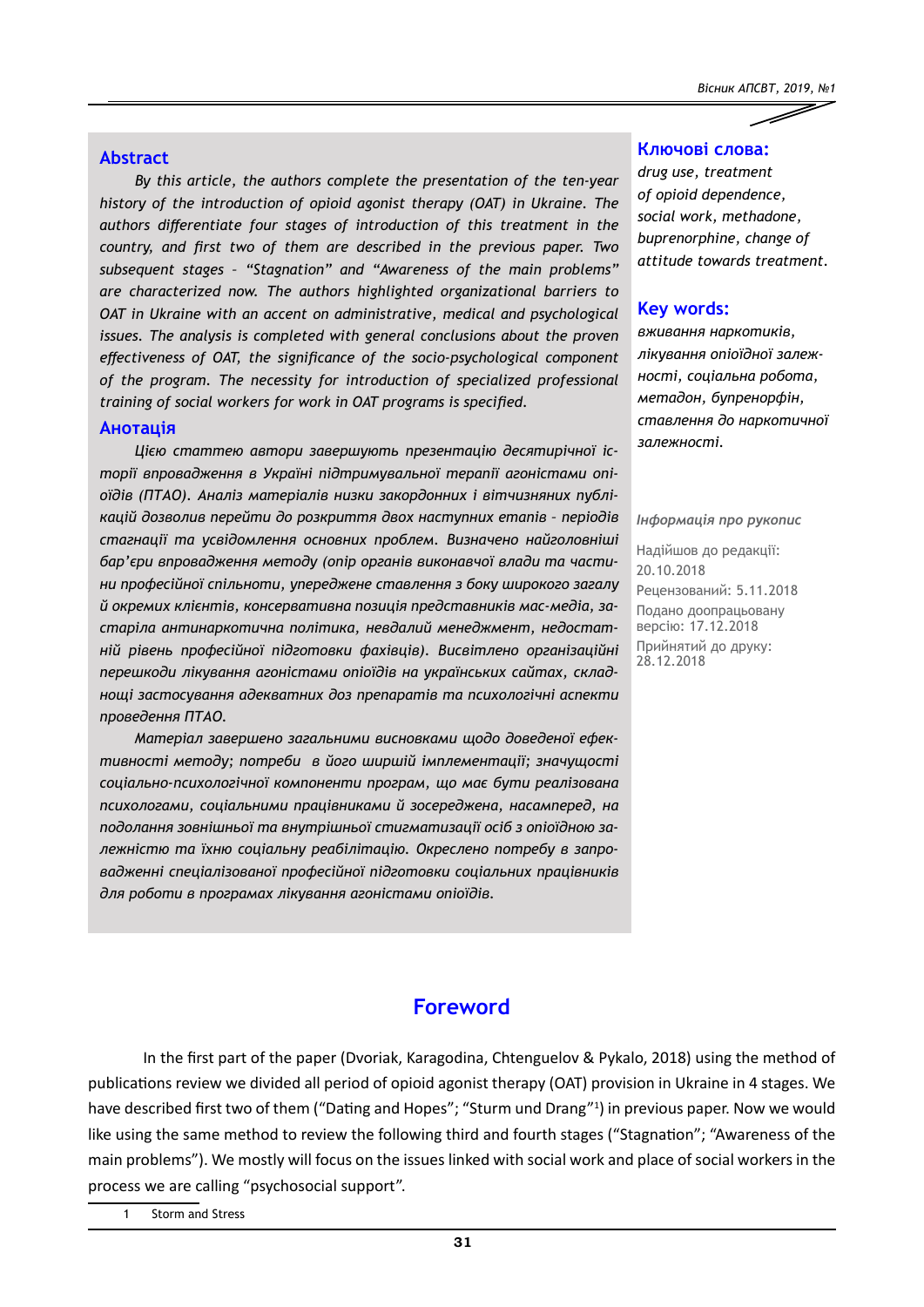## Abstract

*By this article, the authors complete the presentation of the ten-year history of the introduction of opioid agonist therapy (OAT) in Ukraine. The authors differentiate four stages of introduction of this treatment in the country, and first two of them are described in the previous paper. Two subsequent stages – "Stagnation" and "Awareness of the main problems" are characterized now. The authors highlighted organizational barriers to OAT in Ukraine with an accent on administrative, medical and psychological issues. The analysis is completed with general conclusions about the proven effectiveness of OAT, the significance of the socio-psychological component of the program. The necessity for introduction of specialized professional training of social workers for work in OAT programs is specified.*

## Анотація

*Цією статтею автори завершують презентацію десятирічної історії впровадження в Україні підтримувальної терапії агоністами опіоїдів (ПТАО). Аналіз матеріалів низки закордонних і вітчизняних публікацій дозволив перейти до розкриття двох наступних етапів – періодів стагнації та усвідомлення основних проблем. Визначено найголовніші бар'єри впровадження методу (опір органів виконавчої влади та частини професійної спільноти, упереджене ставлення з боку широкого загалу й окремих клієнтів, консервативна позиція представників мас-медіа, застаріла антинаркотична політика, невдалий менеджмент, недостатній рівень професійної підготовки фахівців). Висвітлено організаційні перешкоди лікування агоністами опіоїдів на українських сайтах, складнощі застосування адекватних доз препаратів та психологічні аспекти проведення ПТАО.*

*Матеріал завершено загальними висновками щодо доведеної ефективності методу; потреби в його ширшій імплементації; значущості соціально-психологічної компоненти програм, що має бути реалізована психологами, соціальними працівниками й зосереджена, насамперед, на подолання зовнішньої та внутрішньої стигматизації осіб з опіоїдною залежністю та їхню соціальну реабілітацію. Окреслено потребу в запровадженні спеціалізованої професійної підготовки соціальних працівників для роботи в програмах лікування агоністами опіоїдів.*

### Ключові слова:

*drug use, treatment of opioid dependence, social work, methadone, buprenorphine, change of attitude towards treatment.*

### Key words:

*вживання наркотиків, лікування опіоїдної залежності, соціальна робота, метадон, бупренорфін, ставлення до наркотичної залежності.*

*Інформація про рукопис*

Надійшов до редакції: 20.10.2018

Рецензований: 5.11.2018

Подано доопрацьовану версію: 17.12.2018

Прийнятий до друку: 28.12.2018

## Foreword

In the first part of the paper (Dvoriak, Karagodina, Chtenguelov & Pykalo, 2018) using the method of publications review we divided all period of opioid agonist therapy (OAT) provision in Ukraine in 4 stages. We have described first two of them ("Dating and Hopes"; "Sturm und Drang"[1]) in previous paper. Now we would like using the same method to review the following third and fourth stages ("Stagnation"; "Awareness of the main problems"). We mostly will focus on the issues linked with social work and place of social workers in the process we are calling "psychosocial support".

[1] Storm and Stress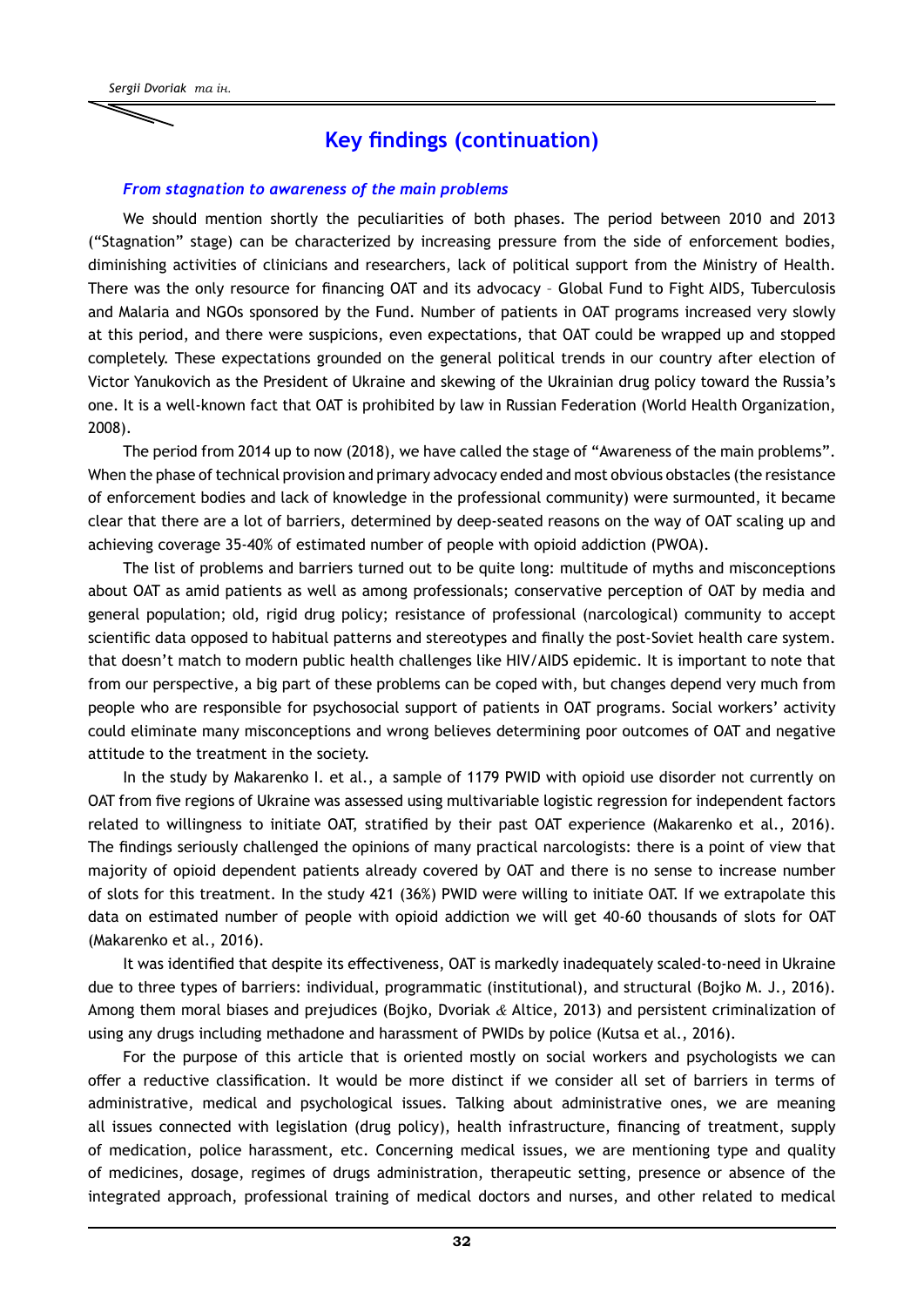## Key findings (continuation)

### *From stagnation to awareness of the main problems*

We should mention shortly the peculiarities of both phases. The period between 2010 and 2013 ("Stagnation" stage) can be characterized by increasing pressure from the side of enforcement bodies, diminishing activities of clinicians and researchers, lack of political support from the Ministry of Health. There was the only resource for financing OAT and its advocacy – Global Fund to Fight AIDS, Tuberculosis and Malaria and NGOs sponsored by the Fund. Number of patients in OAT programs increased very slowly at this period, and there were suspicions, even expectations, that OAT could be wrapped up and stopped completely. These expectations grounded on the general political trends in our country after election of Victor Yanukovich as the President of Ukraine and skewing of the Ukrainian drug policy toward the Russia's one. It is a well-known fact that OAT is prohibited by law in Russian Federation (World Health Organization, 2008).

The period from 2014 up to now (2018), we have called the stage of "Awareness of the main problems". When the phase of technical provision and primary advocacy ended and most obvious obstacles (the resistance of enforcement bodies and lack of knowledge in the professional community) were surmounted, it became clear that there are a lot of barriers, determined by deep-seated reasons on the way of OAT scaling up and achieving coverage 35-40% of estimated number of people with opioid addiction (PWOA).

The list of problems and barriers turned out to be quite long: multitude of myths and misconceptions about OAT as amid patients as well as among professionals; conservative perception of OAT by media and general population; old, rigid drug policy; resistance of professional (narcological) community to accept scientific data opposed to habitual patterns and stereotypes and finally the post-Soviet health care system. that doesn't match to modern public health challenges like HIV/AIDS epidemic. It is important to note that from our perspective, a big part of these problems can be coped with, but changes depend very much from people who are responsible for psychosocial support of patients in OAT programs. Social workers' activity could eliminate many misconceptions and wrong believes determining poor outcomes of OAT and negative attitude to the treatment in the society.

In the study by Makarenko I. et al., a sample of 1179 PWID with opioid use disorder not currently on OAT from five regions of Ukraine was assessed using multivariable logistic regression for independent factors related to willingness to initiate OAT, stratified by their past OAT experience (Makarenko et al., 2016). The findings seriously challenged the opinions of many practical narcologists: there is a point of view that majority of opioid dependent patients already covered by OAT and there is no sense to increase number of slots for this treatment. In the study 421 (36%) PWID were willing to initiate OAT. If we extrapolate this data on estimated number of people with opioid addiction we will get 40-60 thousands of slots for OAT (Makarenko et al., 2016).

It was identified that despite its effectiveness, OAT is markedly inadequately scaled-to-need in Ukraine due to three types of barriers: individual, programmatic (institutional), and structural (Bojko M. J., 2016). Among them moral biases and prejudices (Bojko, Dvoriak & Altice, 2013) and persistent criminalization of using any drugs including methadone and harassment of PWIDs by police (Kutsa et al., 2016).

For the purpose of this article that is oriented mostly on social workers and psychologists we can offer a reductive classification. It would be more distinct if we consider all set of barriers in terms of administrative, medical and psychological issues. Talking about administrative ones, we are meaning all issues connected with legislation (drug policy), health infrastructure, financing of treatment, supply of medication, police harassment, etc. Concerning medical issues, we are mentioning type and quality of medicines, dosage, regimes of drugs administration, therapeutic setting, presence or absence of the integrated approach, professional training of medical doctors and nurses, and other related to medical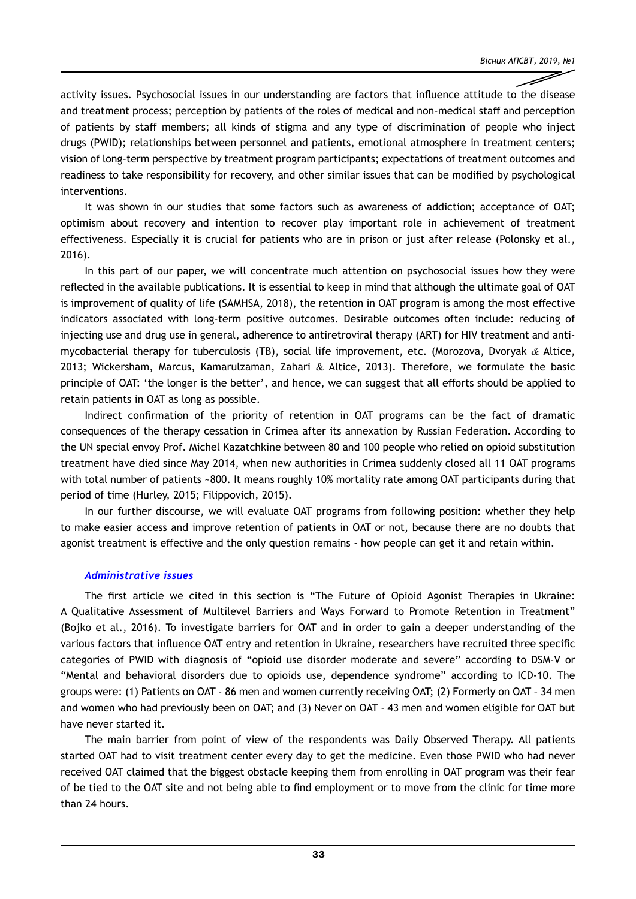activity issues. Psychosocial issues in our understanding are factors that influence attitude to the disease and treatment process; perception by patients of the roles of medical and non-medical staff and perception of patients by staff members; all kinds of stigma and any type of discrimination of people who inject drugs (PWID); relationships between personnel and patients, emotional atmosphere in treatment centers; vision of long-term perspective by treatment program participants; expectations of treatment outcomes and readiness to take responsibility for recovery, and other similar issues that can be modified by psychological interventions.

It was shown in our studies that some factors such as awareness of addiction; acceptance of OAT; optimism about recovery and intention to recover play important role in achievement of treatment effectiveness. Especially it is crucial for patients who are in prison or just after release (Polonsky et al., 2016).

In this part of our paper, we will concentrate much attention on psychosocial issues how they were reflected in the available publications. It is essential to keep in mind that although the ultimate goal of OAT is improvement of quality of life (SAMHSA, 2018), the retention in OAT program is among the most effective indicators associated with long-term positive outcomes. Desirable outcomes often include: reducing of injecting use and drug use in general, adherence to antiretroviral therapy (ART) for HIV treatment and anti-mycobacterial therapy for tuberculosis (TB), social life improvement, etc. (Morozova, Dvoryak & Altice, 2013; Wickersham, Marcus, Kamarulzaman, Zahari & Altice, 2013). Therefore, we formulate the basic principle of OAT: 'the longer is the better', and hence, we can suggest that all efforts should be applied to retain patients in OAT as long as possible.

Indirect confirmation of the priority of retention in OAT programs can be the fact of dramatic consequences of the therapy cessation in Crimea after its annexation by Russian Federation. According to the UN special envoy Prof. Michel Kazatchkine between 80 and 100 people who relied on opioid substitution treatment have died since May 2014, when new authorities in Crimea suddenly closed all 11 OAT programs with total number of patients ~800. It means roughly 10% mortality rate among OAT participants during that period of time (Hurley, 2015; Filippovich, 2015).

In our further discourse, we will evaluate OAT programs from following position: whether they help to make easier access and improve retention of patients in OAT or not, because there are no doubts that agonist treatment is effective and the only question remains - how people can get it and retain within.

### *Administrative issues*

The first article we cited in this section is "The Future of Opioid Agonist Therapies in Ukraine: A Qualitative Assessment of Multilevel Barriers and Ways Forward to Promote Retention in Treatment" (Bojko et al., 2016). To investigate barriers for OAT and in order to gain a deeper understanding of the various factors that influence OAT entry and retention in Ukraine, researchers have recruited three specific categories of PWID with diagnosis of "opioid use disorder moderate and severe" according to DSM-V or "Mental and behavioral disorders due to opioids use, dependence syndrome" according to ICD-10. The groups were: (1) Patients on OAT - 86 men and women currently receiving OAT; (2) Formerly on OAT – 34 men and women who had previously been on OAT; and (3) Never on OAT - 43 men and women eligible for OAT but have never started it.

The main barrier from point of view of the respondents was Daily Observed Therapy. All patients started OAT had to visit treatment center every day to get the medicine. Even those PWID who had never received OAT claimed that the biggest obstacle keeping them from enrolling in OAT program was their fear of be tied to the OAT site and not being able to find employment or to move from the clinic for time more than 24 hours.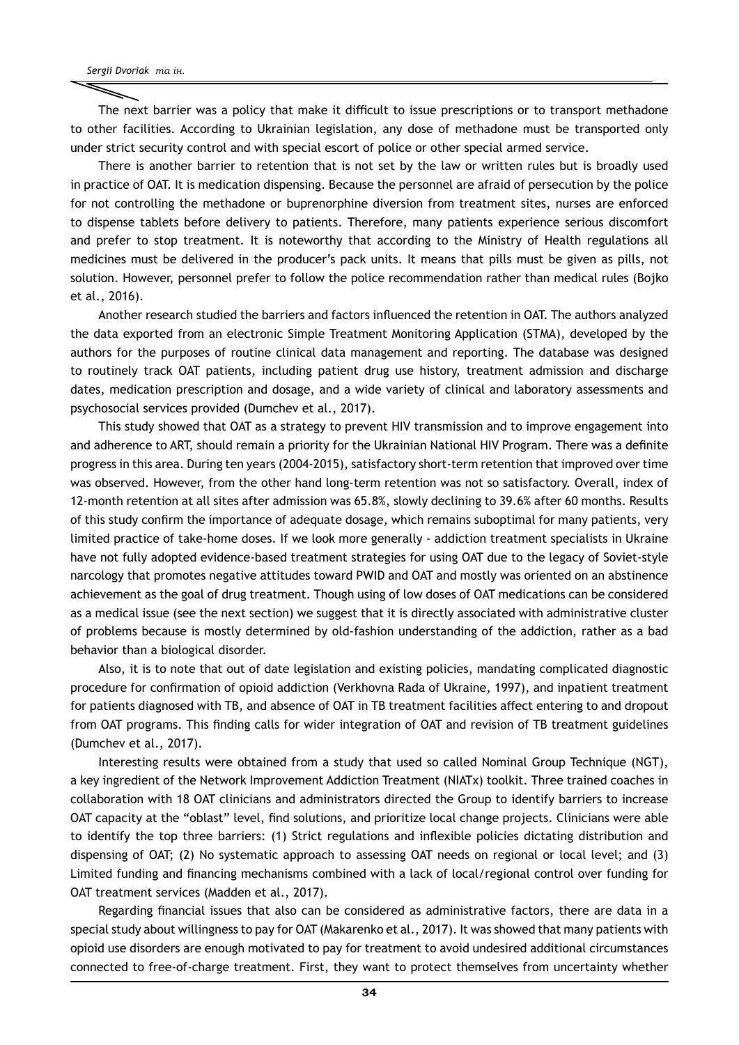The next barrier was a policy that make it difficult to issue prescriptions or to transport methadone to other facilities. According to Ukrainian legislation, any dose of methadone must be transported only under strict security control and with special escort of police or other special armed service.

There is another barrier to retention that is not set by the law or written rules but is broadly used in practice of OAT. It is medication dispensing. Because the personnel are afraid of persecution by the police for not controlling the methadone or buprenorphine diversion from treatment sites, nurses are enforced to dispense tablets before delivery to patients. Therefore, many patients experience serious discomfort and prefer to stop treatment. It is noteworthy that according to the Ministry of Health regulations all medicines must be delivered in the producer's pack units. It means that pills must be given as pills, not solution. However, personnel prefer to follow the police recommendation rather than medical rules (Bojko et al., 2016).

Another research studied the barriers and factors influenced the retention in OAT. The authors analyzed the data exported from an electronic Simple Treatment Monitoring Application (STMA), developed by the authors for the purposes of routine clinical data management and reporting. The database was designed to routinely track OAT patients, including patient drug use history, treatment admission and discharge dates, medication prescription and dosage, and a wide variety of clinical and laboratory assessments and psychosocial services provided (Dumchev et al., 2017).

This study showed that OAT as a strategy to prevent HIV transmission and to improve engagement into and adherence to ART, should remain a priority for the Ukrainian National HIV Program. There was a definite progress in this area. During ten years (2004-2015), satisfactory short-term retention that improved over time was observed. However, from the other hand long-term retention was not so satisfactory. Overall, index of 12-month retention at all sites after admission was 65.8%, slowly declining to 39.6% after 60 months. Results of this study confirm the importance of adequate dosage, which remains suboptimal for many patients, very limited practice of take-home doses. If we look more generally - addiction treatment specialists in Ukraine have not fully adopted evidence-based treatment strategies for using OAT due to the legacy of Soviet-style narcology that promotes negative attitudes toward PWID and OAT and mostly was oriented on an abstinence achievement as the goal of drug treatment. Though using of low doses of OAT medications can be considered as a medical issue (see the next section) we suggest that it is directly associated with administrative cluster of problems because is mostly determined by old-fashion understanding of the addiction, rather as a bad behavior than a biological disorder.

Also, it is to note that out of date legislation and existing policies, mandating complicated diagnostic procedure for confirmation of opioid addiction (Verkhovna Rada of Ukraine, 1997), and inpatient treatment for patients diagnosed with TB, and absence of OAT in TB treatment facilities affect entering to and dropout from OAT programs. This finding calls for wider integration of OAT and revision of TB treatment guidelines (Dumchev et al., 2017).

Interesting results were obtained from a study that used so called Nominal Group Technique (NGT), a key ingredient of the Network Improvement Addiction Treatment (NIATx) toolkit. Three trained coaches in collaboration with 18 OAT clinicians and administrators directed the Group to identify barriers to increase OAT capacity at the "oblast" level, find solutions, and prioritize local change projects. Clinicians were able to identify the top three barriers: (1) Strict regulations and inflexible policies dictating distribution and dispensing of OAT; (2) No systematic approach to assessing OAT needs on regional or local level; and (3) Limited funding and financing mechanisms combined with a lack of local/regional control over funding for OAT treatment services (Madden et al., 2017).

Regarding financial issues that also can be considered as administrative factors, there are data in a special study about willingness to pay for OAT (Makarenko et al., 2017). It was showed that many patients with opioid use disorders are enough motivated to pay for treatment to avoid undesired additional circumstances connected to free-of-charge treatment. First, they want to protect themselves from uncertainty whether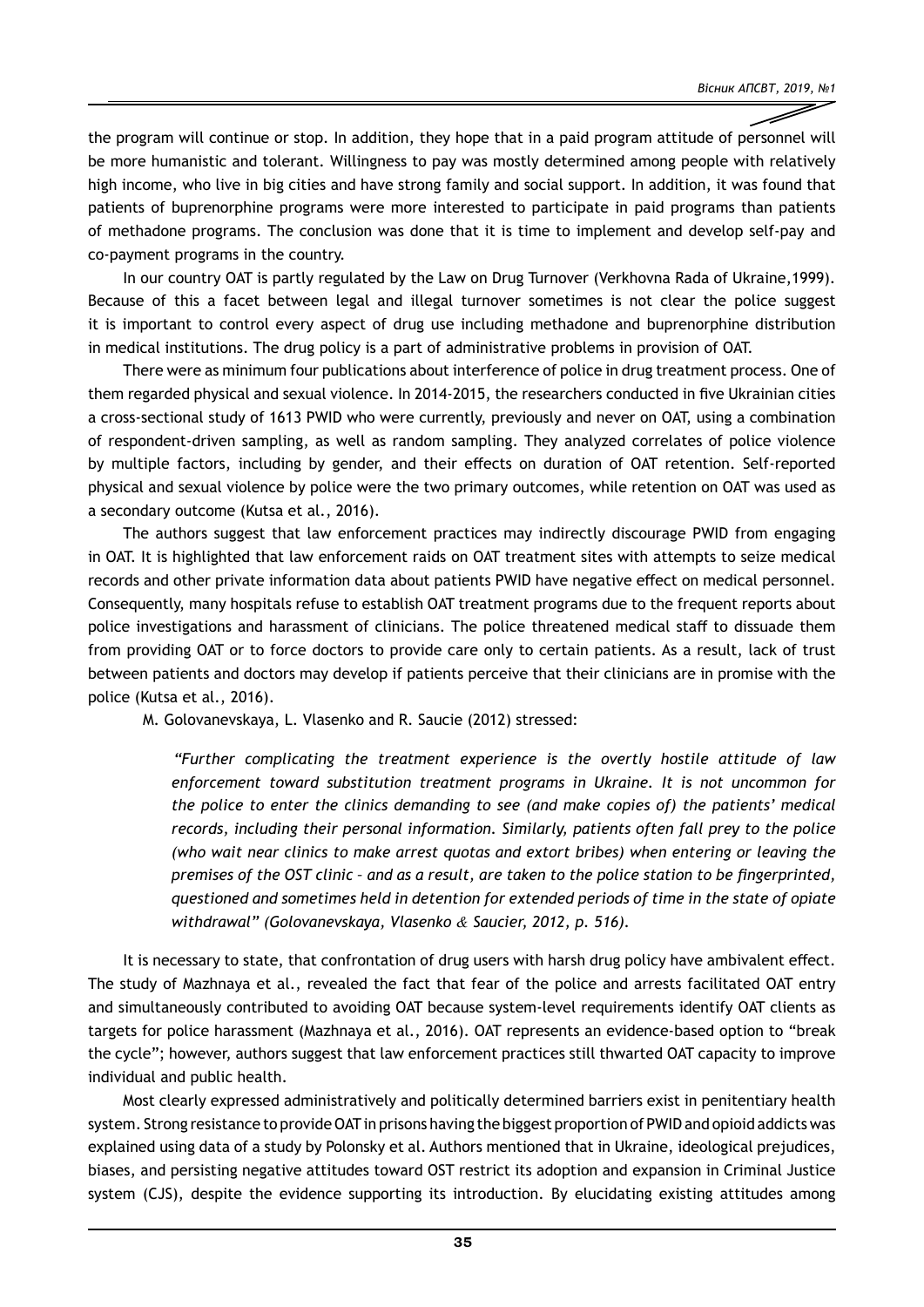the program will continue or stop. In addition, they hope that in a paid program attitude of personnel will be more humanistic and tolerant. Willingness to pay was mostly determined among people with relatively high income, who live in big cities and have strong family and social support. In addition, it was found that patients of buprenorphine programs were more interested to participate in paid programs than patients of methadone programs. The conclusion was done that it is time to implement and develop self-pay and co-payment programs in the country.

In our country OAT is partly regulated by the Law on Drug Turnover (Verkhovna Rada of Ukraine,1999). Because of this a facet between legal and illegal turnover sometimes is not clear the police suggest it is important to control every aspect of drug use including methadone and buprenorphine distribution in medical institutions. The drug policy is a part of administrative problems in provision of OAT.

There were as minimum four publications about interference of police in drug treatment process. One of them regarded physical and sexual violence. In 2014-2015, the researchers conducted in five Ukrainian cities a cross-sectional study of 1613 PWID who were currently, previously and never on OAT, using a combination of respondent-driven sampling, as well as random sampling. They analyzed correlates of police violence by multiple factors, including by gender, and their effects on duration of OAT retention. Self-reported physical and sexual violence by police were the two primary outcomes, while retention on OAT was used as a secondary outcome (Kutsa et al., 2016).

The authors suggest that law enforcement practices may indirectly discourage PWID from engaging in OAT. It is highlighted that law enforcement raids on OAT treatment sites with attempts to seize medical records and other private information data about patients PWID have negative effect on medical personnel. Consequently, many hospitals refuse to establish OAT treatment programs due to the frequent reports about police investigations and harassment of clinicians. The police threatened medical staff to dissuade them from providing OAT or to force doctors to provide care only to certain patients. As a result, lack of trust between patients and doctors may develop if patients perceive that their clinicians are in promise with the police (Kutsa et al., 2016).

M. Golovanevskaya, L. Vlasenko and R. Saucie (2012) stressed:

> *"Further complicating the treatment experience is the overtly hostile attitude of law enforcement toward substitution treatment programs in Ukraine. It is not uncommon for the police to enter the clinics demanding to see (and make copies of) the patients' medical records, including their personal information. Similarly, patients often fall prey to the police (who wait near clinics to make arrest quotas and extort bribes) when entering or leaving the premises of the OST clinic – and as a result, are taken to the police station to be fingerprinted, questioned and sometimes held in detention for extended periods of time in the state of opiate withdrawal" (Golovanevskaya, Vlasenko & Saucier, 2012, p. 516).*

It is necessary to state, that confrontation of drug users with harsh drug policy have ambivalent effect. The study of Mazhnaya et al., revealed the fact that fear of the police and arrests facilitated OAT entry and simultaneously contributed to avoiding OAT because system-level requirements identify OAT clients as targets for police harassment (Mazhnaya et al., 2016). OAT represents an evidence-based option to "break the cycle"; however, authors suggest that law enforcement practices still thwarted OAT capacity to improve individual and public health.

Most clearly expressed administratively and politically determined barriers exist in penitentiary health system. Strong resistance to provide OAT in prisons having the biggest proportion of PWID and opioid addicts was explained using data of a study by Polonsky et al. Authors mentioned that in Ukraine, ideological prejudices, biases, and persisting negative attitudes toward OST restrict its adoption and expansion in Criminal Justice system (CJS), despite the evidence supporting its introduction. By elucidating existing attitudes among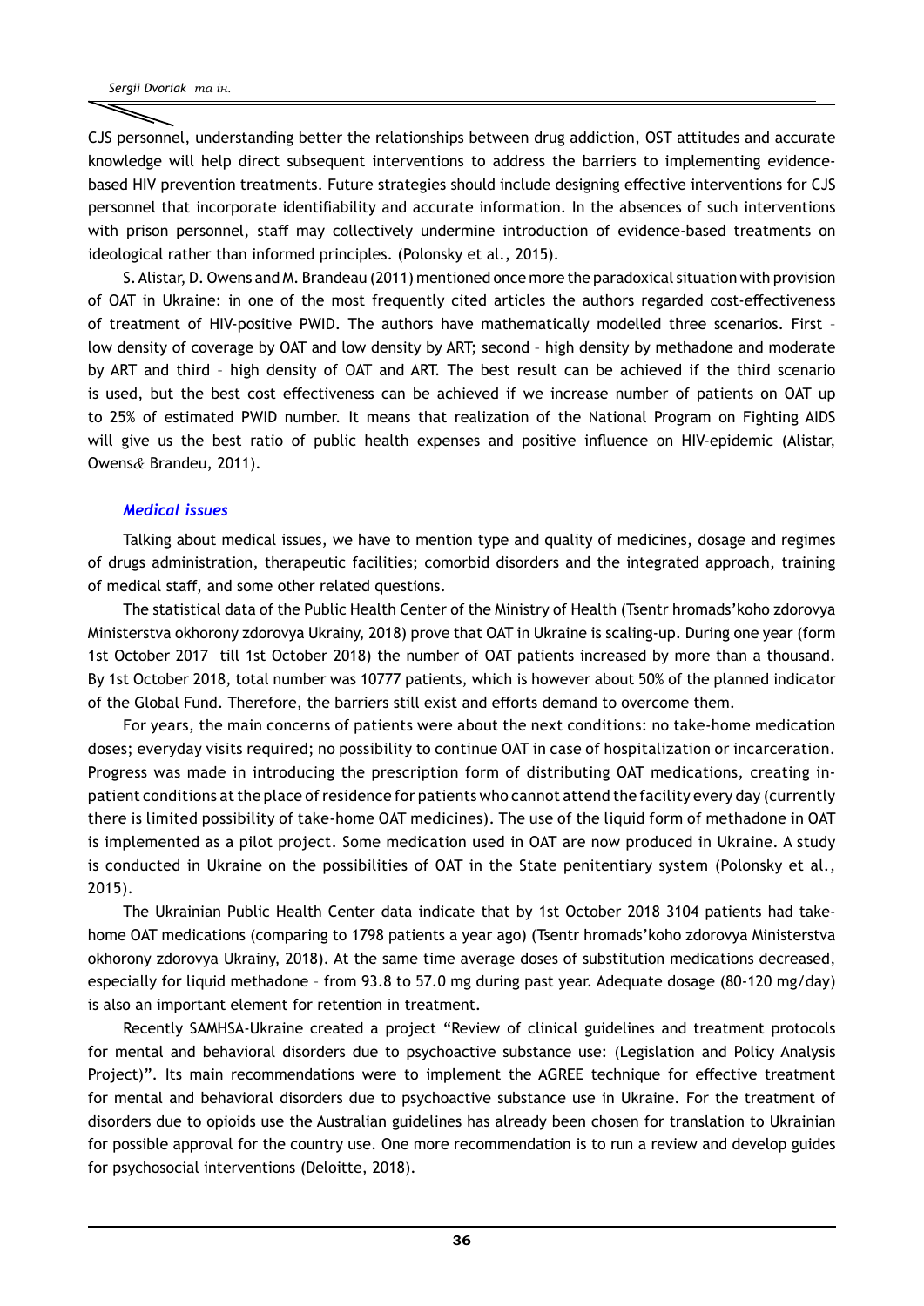CJS personnel, understanding better the relationships between drug addiction, OST attitudes and accurate knowledge will help direct subsequent interventions to address the barriers to implementing evidence-based HIV prevention treatments. Future strategies should include designing effective interventions for CJS personnel that incorporate identifiability and accurate information. In the absences of such interventions with prison personnel, staff may collectively undermine introduction of evidence-based treatments on ideological rather than informed principles. (Polonsky et al., 2015).

S. Alistar, D. Owens and M. Brandeau (2011) mentioned once more the paradoxical situation with provision of OAT in Ukraine: in one of the most frequently cited articles the authors regarded cost-effectiveness of treatment of HIV-positive PWID. The authors have mathematically modelled three scenarios. First – low density of coverage by OAT and low density by ART; second – high density by methadone and moderate by ART and third – high density of OAT and ART. The best result can be achieved if the third scenario is used, but the best cost effectiveness can be achieved if we increase number of patients on OAT up to 25% of estimated PWID number. It means that realization of the National Program on Fighting AIDS will give us the best ratio of public health expenses and positive influence on HIV-epidemic (Alistar, Owens& Brandeu, 2011).

### *Medical issues*

Talking about medical issues, we have to mention type and quality of medicines, dosage and regimes of drugs administration, therapeutic facilities; comorbid disorders and the integrated approach, training of medical staff, and some other related questions.

The statistical data of the Public Health Center of the Ministry of Health (Tsentr hromads'koho zdorovya Ministerstva okhorony zdorovya Ukrainy, 2018) prove that OAT in Ukraine is scaling-up. During one year (form 1st October 2017 till 1st October 2018) the number of OAT patients increased by more than a thousand. By 1st October 2018, total number was 10777 patients, which is however about 50% of the planned indicator of the Global Fund. Therefore, the barriers still exist and efforts demand to overcome them.

For years, the main concerns of patients were about the next conditions: no take-home medication doses; everyday visits required; no possibility to continue OAT in case of hospitalization or incarceration. Progress was made in introducing the prescription form of distributing OAT medications, creating in-patient conditions at the place of residence for patients who cannot attend the facility every day (currently there is limited possibility of take-home OAT medicines). The use of the liquid form of methadone in OAT is implemented as a pilot project. Some medication used in OAT are now produced in Ukraine. A study is conducted in Ukraine on the possibilities of OAT in the State penitentiary system (Polonsky et al., 2015).

The Ukrainian Public Health Center data indicate that by 1st October 2018 3104 patients had take-home OAT medications (comparing to 1798 patients a year ago) (Tsentr hromads'koho zdorovya Ministerstva okhorony zdorovya Ukrainy, 2018). At the same time average doses of substitution medications decreased, especially for liquid methadone – from 93.8 to 57.0 mg during past year. Adequate dosage (80-120 mg/day) is also an important element for retention in treatment.

Recently SAMHSA-Ukraine created a project "Review of clinical guidelines and treatment protocols for mental and behavioral disorders due to psychoactive substance use: (Legislation and Policy Analysis Project)". Its main recommendations were to implement the AGREE technique for effective treatment for mental and behavioral disorders due to psychoactive substance use in Ukraine. For the treatment of disorders due to opioids use the Australian guidelines has already been chosen for translation to Ukrainian for possible approval for the country use. One more recommendation is to run a review and develop guides for psychosocial interventions (Deloitte, 2018).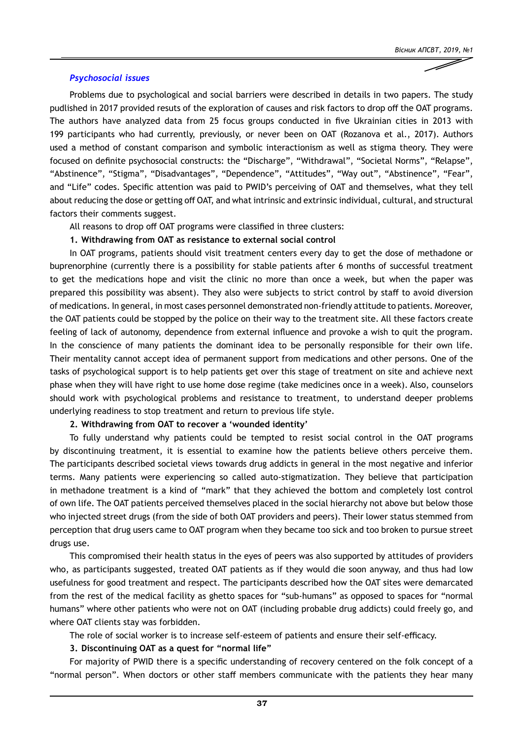### *Psychosocial issues*

Problems due to psychological and social barriers were described in details in two papers. The study pudlished in 2017 provided resuts of the exploration of causes and risk factors to drop off the OAT programs. The authors have analyzed data from 25 focus groups conducted in five Ukrainian cities in 2013 with 199 participants who had currently, previously, or never been on OAT (Rozanova et al., 2017). Authors used a method of constant comparison and symbolic interactionism as well as stigma theory. They were focused on definite psychosocial constructs: the "Discharge", "Withdrawal", "Societal Norms", "Relapse", "Abstinence", "Stigma", "Disadvantages", "Dependence", "Attitudes", "Way out", "Abstinence", "Fear", and "Life" codes. Specific attention was paid to PWID's perceiving of OAT and themselves, what they tell about reducing the dose or getting off OAT, and what intrinsic and extrinsic individual, cultural, and structural factors their comments suggest.

All reasons to drop off OAT programs were classified in three clusters:

**1. Withdrawing from OAT as resistance to external social control**

In OAT programs, patients should visit treatment centers every day to get the dose of methadone or buprenorphine (currently there is a possibility for stable patients after 6 months of successful treatment to get the medications hope and visit the clinic no more than once a week, but when the paper was prepared this possibility was absent). They also were subjects to strict control by staff to avoid diversion of medications. In general, in most cases personnel demonstrated non-friendly attitude to patients. Moreover, the OAT patients could be stopped by the police on their way to the treatment site. All these factors create feeling of lack of autonomy, dependence from external influence and provoke a wish to quit the program. In the conscience of many patients the dominant idea to be personally responsible for their own life. Their mentality cannot accept idea of permanent support from medications and other persons. One of the tasks of psychological support is to help patients get over this stage of treatment on site and achieve next phase when they will have right to use home dose regime (take medicines once in a week). Also, counselors should work with psychological problems and resistance to treatment, to understand deeper problems underlying readiness to stop treatment and return to previous life style.

**2. Withdrawing from OAT to recover a 'wounded identity'**

To fully understand why patients could be tempted to resist social control in the OAT programs by discontinuing treatment, it is essential to examine how the patients believe others perceive them. The participants described societal views towards drug addicts in general in the most negative and inferior terms. Many patients were experiencing so called auto-stigmatization. They believe that participation in methadone treatment is a kind of "mark" that they achieved the bottom and completely lost control of own life. The OAT patients perceived themselves placed in the social hierarchy not above but below those who injected street drugs (from the side of both OAT providers and peers). Their lower status stemmed from perception that drug users came to OAT program when they became too sick and too broken to pursue street drugs use.

This compromised their health status in the eyes of peers was also supported by attitudes of providers who, as participants suggested, treated OAT patients as if they would die soon anyway, and thus had low usefulness for good treatment and respect. The participants described how the OAT sites were demarcated from the rest of the medical facility as ghetto spaces for "sub-humans" as opposed to spaces for "normal humans" where other patients who were not on OAT (including probable drug addicts) could freely go, and where OAT clients stay was forbidden.

The role of social worker is to increase self-esteem of patients and ensure their self-efficacy.

**3. Discontinuing OAT as a quest for "normal life"**

For majority of PWID there is a specific understanding of recovery centered on the folk concept of a "normal person". When doctors or other staff members communicate with the patients they hear many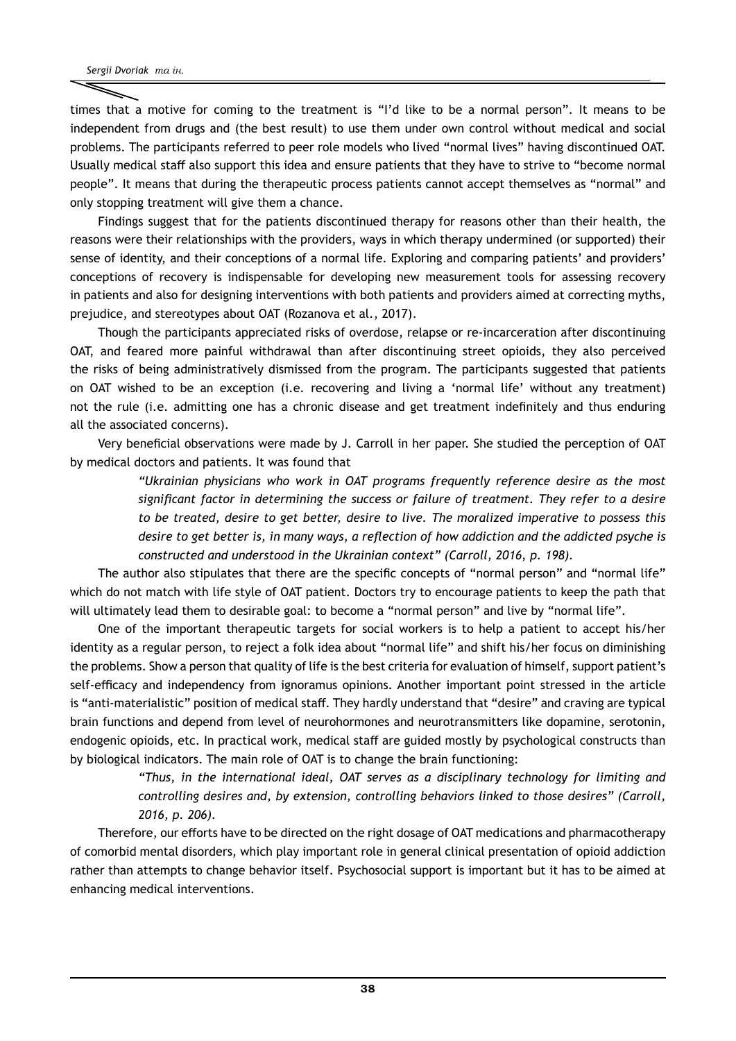times that a motive for coming to the treatment is "I'd like to be a normal person". It means to be independent from drugs and (the best result) to use them under own control without medical and social problems. The participants referred to peer role models who lived "normal lives" having discontinued OAT. Usually medical staff also support this idea and ensure patients that they have to strive to "become normal people". It means that during the therapeutic process patients cannot accept themselves as "normal" and only stopping treatment will give them a chance.

Findings suggest that for the patients discontinued therapy for reasons other than their health, the reasons were their relationships with the providers, ways in which therapy undermined (or supported) their sense of identity, and their conceptions of a normal life. Exploring and comparing patients' and providers' conceptions of recovery is indispensable for developing new measurement tools for assessing recovery in patients and also for designing interventions with both patients and providers aimed at correcting myths, prejudice, and stereotypes about OAT (Rozanova et al., 2017).

Though the participants appreciated risks of overdose, relapse or re-incarceration after discontinuing OAT, and feared more painful withdrawal than after discontinuing street opioids, they also perceived the risks of being administratively dismissed from the program. The participants suggested that patients on OAT wished to be an exception (i.e. recovering and living a 'normal life' without any treatment) not the rule (i.e. admitting one has a chronic disease and get treatment indefinitely and thus enduring all the associated concerns).

Very beneficial observations were made by J. Carroll in her paper. She studied the perception of OAT by medical doctors and patients. It was found that

> *"Ukrainian physicians who work in OAT programs frequently reference desire as the most significant factor in determining the success or failure of treatment. They refer to a desire to be treated, desire to get better, desire to live. The moralized imperative to possess this desire to get better is, in many ways, a reflection of how addiction and the addicted psyche is constructed and understood in the Ukrainian context" (Carroll, 2016, p. 198).*

The author also stipulates that there are the specific concepts of "normal person" and "normal life" which do not match with life style of OAT patient. Doctors try to encourage patients to keep the path that will ultimately lead them to desirable goal: to become a "normal person" and live by "normal life".

One of the important therapeutic targets for social workers is to help a patient to accept his/her identity as a regular person, to reject a folk idea about "normal life" and shift his/her focus on diminishing the problems. Show a person that quality of life is the best criteria for evaluation of himself, support patient's self-efficacy and independency from ignoramus opinions. Another important point stressed in the article is "anti-materialistic" position of medical staff. They hardly understand that "desire" and craving are typical brain functions and depend from level of neurohormones and neurotransmitters like dopamine, serotonin, endogenic opioids, etc. In practical work, medical staff are guided mostly by psychological constructs than by biological indicators. The main role of OAT is to change the brain functioning:

> *"Thus, in the international ideal, OAT serves as a disciplinary technology for limiting and controlling desires and, by extension, controlling behaviors linked to those desires" (Carroll, 2016, p. 206).*

Therefore, our efforts have to be directed on the right dosage of OAT medications and pharmacotherapy of comorbid mental disorders, which play important role in general clinical presentation of opioid addiction rather than attempts to change behavior itself. Psychosocial support is important but it has to be aimed at enhancing medical interventions.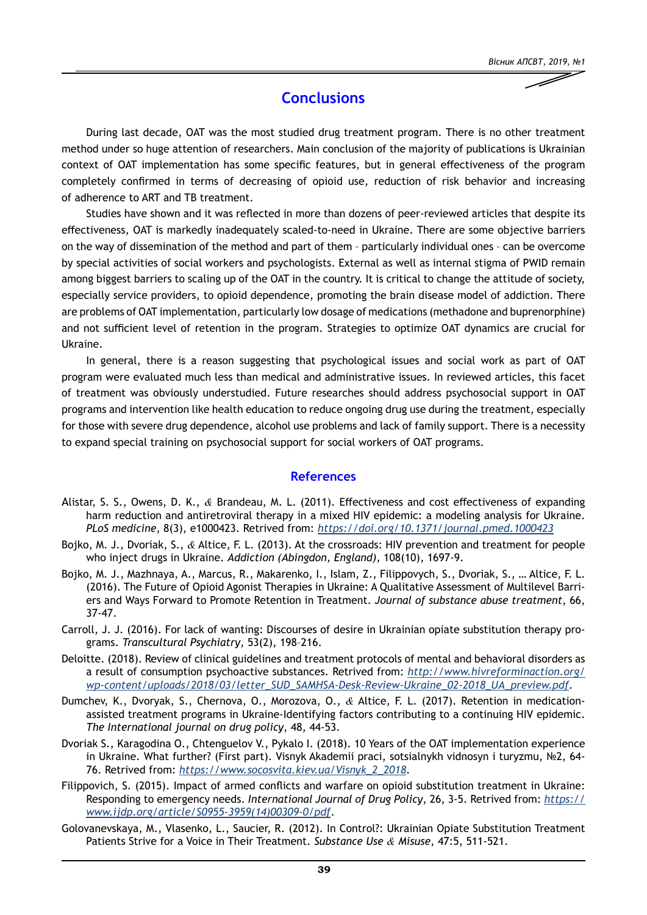## Conclusions

During last decade, OAT was the most studied drug treatment program. There is no other treatment method under so huge attention of researchers. Main conclusion of the majority of publications is Ukrainian context of OAT implementation has some specific features, but in general effectiveness of the program completely confirmed in terms of decreasing of opioid use, reduction of risk behavior and increasing of adherence to ART and TB treatment.

Studies have shown and it was reflected in more than dozens of peer-reviewed articles that despite its effectiveness, OAT is markedly inadequately scaled-to-need in Ukraine. There are some objective barriers on the way of dissemination of the method and part of them – particularly individual ones – can be overcome by special activities of social workers and psychologists. External as well as internal stigma of PWID remain among biggest barriers to scaling up of the OAT in the country. It is critical to change the attitude of society, especially service providers, to opioid dependence, promoting the brain disease model of addiction. There are problems of OAT implementation, particularly low dosage of medications (methadone and buprenorphine) and not sufficient level of retention in the program. Strategies to optimize OAT dynamics are crucial for Ukraine.

In general, there is a reason suggesting that psychological issues and social work as part of OAT program were evaluated much less than medical and administrative issues. In reviewed articles, this facet of treatment was obviously understudied. Future researches should address psychosocial support in OAT programs and intervention like health education to reduce ongoing drug use during the treatment, especially for those with severe drug dependence, alcohol use problems and lack of family support. There is a necessity to expand special training on psychosocial support for social workers of OAT programs.

### References

Alistar, S. S., Owens, D. K., & Brandeau, M. L. (2011). Effectiveness and cost effectiveness of expanding harm reduction and antiretroviral therapy in a mixed HIV epidemic: a modeling analysis for Ukraine. *PLoS medicine*, 8(3), e1000423. Retrived from: https://doi.org/10.1371/journal.pmed.1000423

Bojko, M. J., Dvoriak, S., & Altice, F. L. (2013). At the crossroads: HIV prevention and treatment for people who inject drugs in Ukraine. *Addiction (Abingdon, England)*, 108(10), 1697-9.

Bojko, M. J., Mazhnaya, A., Marcus, R., Makarenko, I., Islam, Z., Filippovych, S., Dvoriak, S., … Altice, F. L. (2016). The Future of Opioid Agonist Therapies in Ukraine: A Qualitative Assessment of Multilevel Barriers and Ways Forward to Promote Retention in Treatment. *Journal of substance abuse treatment*, 66, 37-47.

Carroll, J. J. (2016). For lack of wanting: Discourses of desire in Ukrainian opiate substitution therapy programs. *Transcultural Psychiatry*, 53(2), 198–216.

Deloitte. (2018). Review of clinical guidelines and treatment protocols of mental and behavioral disorders as a result of consumption psychoactive substances. Retrived from: http://www.hivreforminaction.org/wp-content/uploads/2018/03/letter_SUD_SAMHSA-Desk-Review-Ukraine_02-2018_UA_preview.pdf.

Dumchev, K., Dvoryak, S., Chernova, O., Morozova, O., & Altice, F. L. (2017). Retention in medication-assisted treatment programs in Ukraine-Identifying factors contributing to a continuing HIV epidemic. *The International journal on drug policy*, 48, 44-53.

Dvoriak S., Karagodina O., Chtenguelov V., Pykalo I. (2018). 10 Years of the OAT implementation experience in Ukraine. What further? (First part). Visnyk Akademii praci, sotsialnykh vidnosyn i turyzmu, №2, 64-76. Retrived from: https://www.socosvita.kiev.ua/Visnyk_2_2018.

Filippovich, S. (2015). Impact of armed conflicts and warfare on opioid substitution treatment in Ukraine: Responding to emergency needs. *International Journal of Drug Policy*, 26, 3-5. Retrived from: https://www.ijdp.org/article/S0955-3959(14)00309-0/pdf.

Golovanevskaya, M., Vlasenko, L., Saucier, R. (2012). In Control?: Ukrainian Opiate Substitution Treatment Patients Strive for a Voice in Their Treatment. *Substance Use & Misuse*, 47:5, 511-521.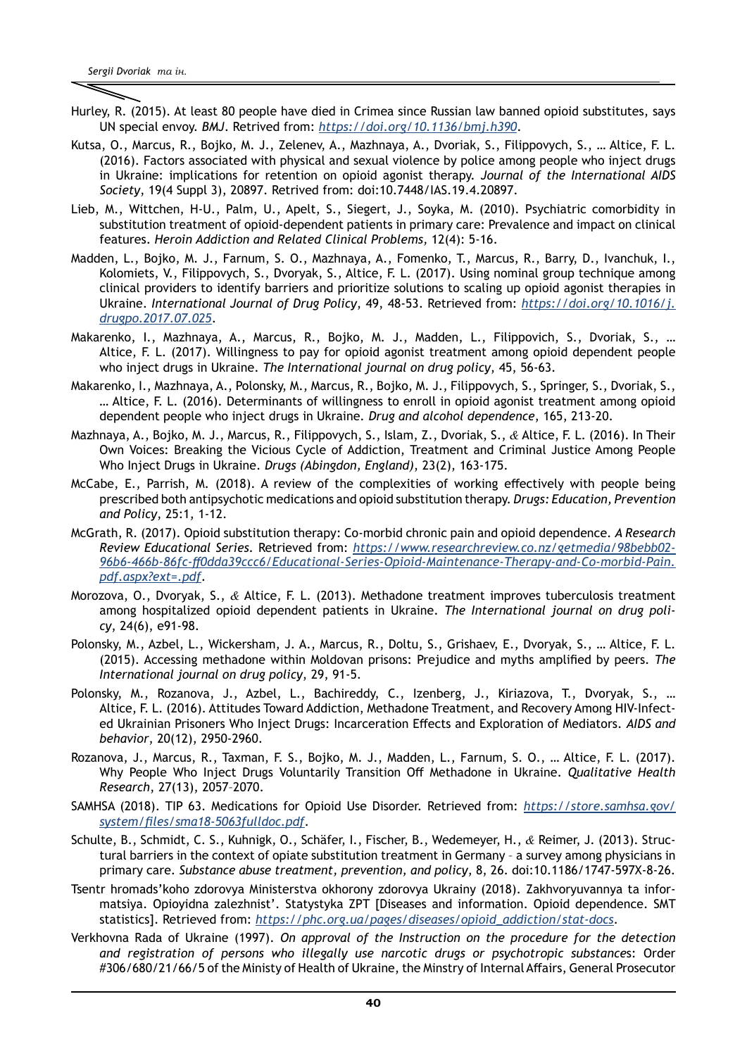Hurley, R. (2015). At least 80 people have died in Crimea since Russian law banned opioid substitutes, says UN special envoy. *BMJ*. Retrived from: [https://doi.org/10.1136/bmj.h390](https://doi.org/10.1136/bmj.h390).

Kutsa, O., Marcus, R., Bojko, M. J., Zelenev, A., Mazhnaya, A., Dvoriak, S., Filippovych, S., … Altice, F. L. (2016). Factors associated with physical and sexual violence by police among people who inject drugs in Ukraine: implications for retention on opioid agonist therapy. *Journal of the International AIDS Society*, 19(4 Suppl 3), 20897. Retrived from: doi:10.7448/IAS.19.4.20897.

Lieb, M., Wittchen, H-U., Palm, U., Apelt, S., Siegert, J., Soyka, M. (2010). Psychiatric comorbidity in substitution treatment of opioid-dependent patients in primary care: Prevalence and impact on clinical features. *Heroin Addiction and Related Clinical Problems,* 12(4): 5-16.

Madden, L., Bojko, M. J., Farnum, S. O., Mazhnaya, A., Fomenko, T., Marcus, R., Barry, D., Ivanchuk, I., Kolomiets, V., Filippovych, S., Dvoryak, S., Altice, F. L. (2017). Using nominal group technique among clinical providers to identify barriers and prioritize solutions to scaling up opioid agonist therapies in Ukraine. *International Journal of Drug Policy*, 49, 48-53. Retrieved from: [https://doi.org/10.1016/j.drugpo.2017.07.025](https://doi.org/10.1016/j.drugpo.2017.07.025).

Makarenko, I., Mazhnaya, A., Marcus, R., Bojko, M. J., Madden, L., Filippovich, S., Dvoriak, S., … Altice, F. L. (2017). Willingness to pay for opioid agonist treatment among opioid dependent people who inject drugs in Ukraine. *The International journal on drug policy*, 45, 56-63.

Makarenko, I., Mazhnaya, A., Polonsky, M., Marcus, R., Bojko, M. J., Filippovych, S., Springer, S., Dvoriak, S., … Altice, F. L. (2016). Determinants of willingness to enroll in opioid agonist treatment among opioid dependent people who inject drugs in Ukraine. *Drug and alcohol dependence*, 165, 213-20.

Mazhnaya, A., Bojko, M. J., Marcus, R., Filippovych, S., Islam, Z., Dvoriak, S., & Altice, F. L. (2016). In Their Own Voices: Breaking the Vicious Cycle of Addiction, Treatment and Criminal Justice Among People Who Inject Drugs in Ukraine. *Drugs (Abingdon, England)*, 23(2), 163-175.

McCabe, E., Parrish, M. (2018). A review of the complexities of working effectively with people being prescribed both antipsychotic medications and opioid substitution therapy. *Drugs: Education, Prevention and Policy*, 25:1, 1-12.

McGrath, R. (2017). Opioid substitution therapy: Co-morbid chronic pain and opioid dependence. *A Research Review Educational Series.* Retrieved from: [https://www.researchreview.co.nz/getmedia/98bebb02-96b6-466b-86fc-ff0dda39ccc6/Educational-Series-Opioid-Maintenance-Therapy-and-Co-morbid-Pain.pdf.aspx?ext=.pdf](https://www.researchreview.co.nz/getmedia/98bebb02-96b6-466b-86fc-ff0dda39ccc6/Educational-Series-Opioid-Maintenance-Therapy-and-Co-morbid-Pain.pdf.aspx?ext=.pdf).

Morozova, O., Dvoryak, S., & Altice, F. L. (2013). Methadone treatment improves tuberculosis treatment among hospitalized opioid dependent patients in Ukraine. *The International journal on drug policy*, 24(6), e91-98.

Polonsky, M., Azbel, L., Wickersham, J. A., Marcus, R., Doltu, S., Grishaev, E., Dvoryak, S., … Altice, F. L. (2015). Accessing methadone within Moldovan prisons: Prejudice and myths amplified by peers. *The International journal on drug policy*, 29, 91-5.

Polonsky, M., Rozanova, J., Azbel, L., Bachireddy, C., Izenberg, J., Kiriazova, T., Dvoryak, S., … Altice, F. L. (2016). Attitudes Toward Addiction, Methadone Treatment, and Recovery Among HIV-Infected Ukrainian Prisoners Who Inject Drugs: Incarceration Effects and Exploration of Mediators. *AIDS and behavior*, 20(12), 2950-2960.

Rozanova, J., Marcus, R., Taxman, F. S., Bojko, M. J., Madden, L., Farnum, S. O., … Altice, F. L. (2017). Why People Who Inject Drugs Voluntarily Transition Off Methadone in Ukraine. *Qualitative Health Research*, 27(13), 2057–2070.

SAMHSA (2018). TIP 63. Medications for Opioid Use Disorder. Retrieved from: [https://store.samhsa.gov/system/files/sma18-5063fulldoc.pdf](https://store.samhsa.gov/system/files/sma18-5063fulldoc.pdf).

Schulte, B., Schmidt, C. S., Kuhnigk, O., Schäfer, I., Fischer, B., Wedemeyer, H., & Reimer, J. (2013). Structural barriers in the context of opiate substitution treatment in Germany – a survey among physicians in primary care. *Substance abuse treatment, prevention, and policy*, 8, 26. doi:10.1186/1747-597X-8-26.

Tsentr hromads'koho zdorovya Ministerstva okhorony zdorovya Ukrainy (2018). Zakhvoryuvannya ta informatsiya. Opioyidna zalezhnist'. Statystyka ZPT [Diseases and information. Opioid dependence. SMT statistics]. Retrieved from: [https://phc.org.ua/pages/diseases/opioid_addiction/stat-docs](https://phc.org.ua/pages/diseases/opioid_addiction/stat-docs).

Verkhovna Rada of Ukraine (1997). *On approval of the Instruction on the procedure for the detection and registration of persons who illegally use narcotic drugs or psychotropic substance*s: Order #306/680/21/66/5 of the Ministy of Health of Ukraine, the Minstry of Internal Affairs, General Prosecutor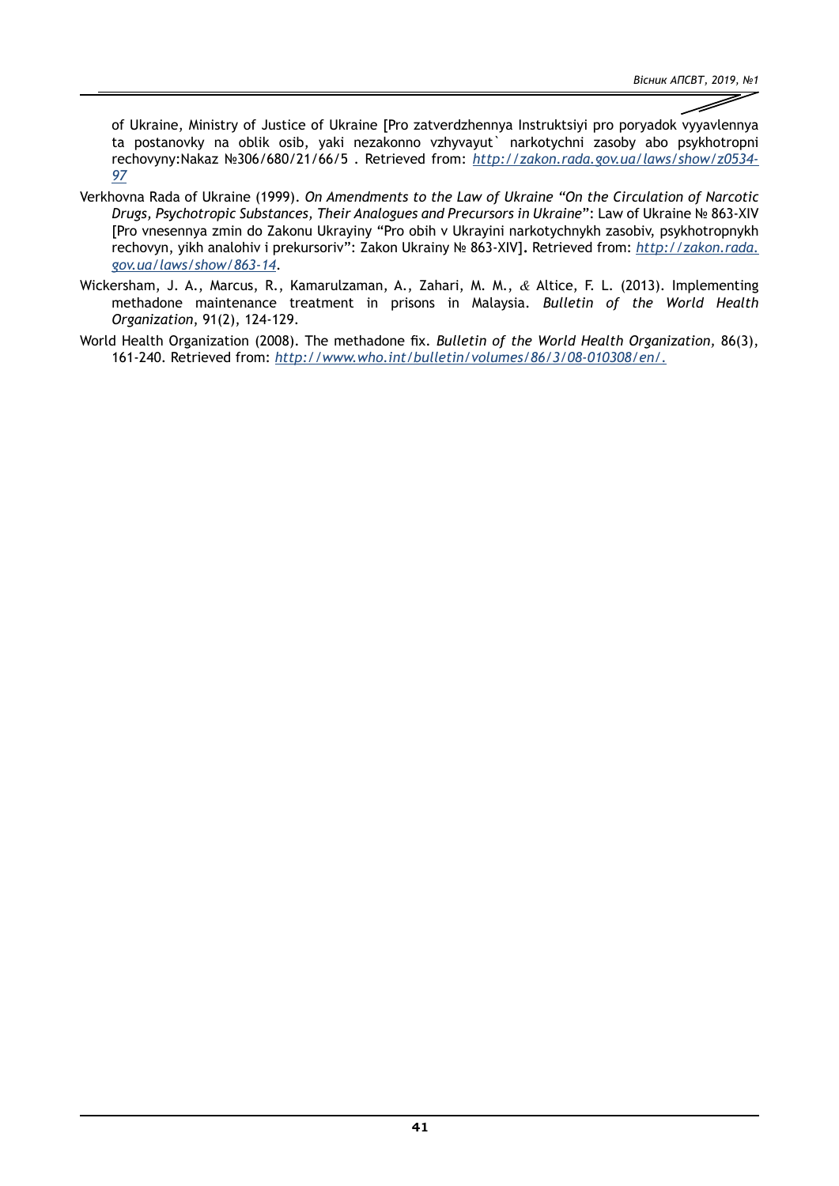of Ukraine, Ministry of Justice of Ukraine [Pro zatverdzhennya Instruktsiyi pro poryadok vyyavlennya ta postanovky na oblik osib, yaki nezakonno vzhyvayut` narkotychni zasoby abo psykhotropni rechovyny:Nakaz №306/680/21/66/5 . Retrieved from: *http://zakon.rada.gov.ua/laws/show/z0534-97*

Verkhovna Rada of Ukraine (1999). *On Amendments to the Law of Ukraine "On the Circulation of Narcotic Drugs, Psychotropic Substances, Their Analogues and Precursors in Ukraine*": Law of Ukraine № 863-XIV [Pro vnesennya zmin do Zakonu Ukrayiny "Pro obih v Ukrayini narkotychnykh zasobiv, psykhotropnykh rechovyn, yikh analohiv i prekursoriv": Zakon Ukrainy № 863-XIV]**.** Retrieved from: *http://zakon.rada.gov.ua/laws/show/863-14*.

Wickersham, J. A., Marcus, R., Kamarulzaman, A., Zahari, M. M., & Altice, F. L. (2013). Implementing methadone maintenance treatment in prisons in Malaysia. *Bulletin of the World Health Organization*, 91(2), 124-129.

World Health Organization (2008). The methadone fix. *Bulletin of the World Health Organization,* 86(3), 161-240. Retrieved from: *http://www.who.int/bulletin/volumes/86/3/08-010308/en/.*